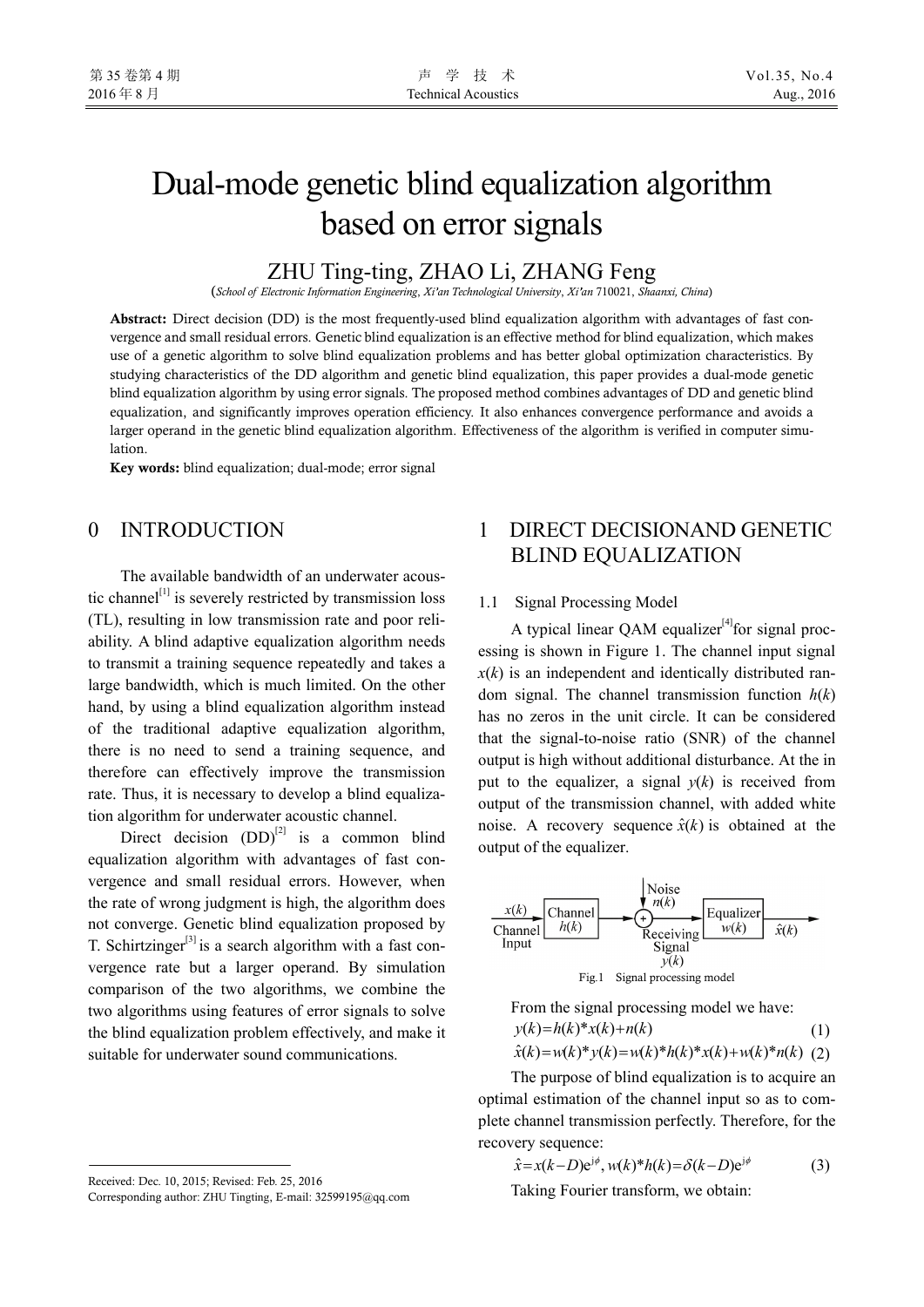# Dual-mode genetic blind equalization algorithm based on error signals

ZHU Ting-ting, ZHAO Li, ZHANG Feng

(*School of Electronic Information Engineering, Xi'an Technological University, Xi'an* 710021, *Shaanxi, China*)

**Abstract:** Direct decision (DD) is the most frequently-used blind equalization algorithm with advantages of fast convergence and small residual errors. Genetic blind equalization is an effective method for blind equalization, which makes use of a genetic algorithm to solve blind equalization problems and has better global optimization characteristics. By studying characteristics of the DD algorithm and genetic blind equalization, this paper provides a dual-mode genetic blind equalization algorithm by using error signals. The proposed method combines advantages of DD and genetic blind equalization, and significantly improves operation efficiency. It also enhances convergence performance and avoids a larger operand in the genetic blind equalization algorithm. Effectiveness of the algorithm is verified in computer simulation.

**Key words:** blind equalization; dual-mode; error signal

## 0 INTRODUCTION

The available bandwidth of an underwater acoustic channel[1] is severely restricted by transmission loss (TL), resulting in low transmission rate and poor reliability. A blind adaptive equalization algorithm needs to transmit a training sequence repeatedly and takes a large bandwidth, which is much limited. On the other hand, by using a blind equalization algorithm instead of the traditional adaptive equalization algorithm, there is no need to send a training sequence, and therefore can effectively improve the transmission rate. Thus, it is necessary to develop a blind equalization algorithm for underwater acoustic channel.

Direct decision (DD)[2] is a common blind equalization algorithm with advantages of fast convergence and small residual errors. However, when the rate of wrong judgment is high, the algorithm does not converge. Genetic blind equalization proposed by T. Schirtzinger[3] is a search algorithm with a fast convergence rate but a larger operand. By simulation comparison of the two algorithms, we combine the two algorithms using features of error signals to solve the blind equalization problem effectively, and make it suitable for underwater sound communications.

## 1 DIRECT DECISIONAND GENETIC BLIND EQUALIZATION

### 1.1 Signal Processing Model

A typical linear QAM equalizer[4] for signal processing is shown in Figure 1. The channel input signal $x(k)$ is an independent and identically distributed random signal. The channel transmission function $h(k)$ has no zeros in the unit circle. It can be considered that the signal-to-noise ratio (SNR) of the channel output is high without additional disturbance. At the in put to the equalizer, a signal $y(k)$ is received from output of the transmission channel, with added white noise. A recovery sequence $\hat{x}(k)$ is obtained at the output of the equalizer.

Fig.1 Signal processing model

From the signal processing model we have:

$$y(k)=h(k)*x(k)+n(k) \tag{1}$$

$$\hat{x}(k)=w(k)*y(k)=w(k)*h(k)*x(k)+w(k)*n(k) \tag{2}$$

The purpose of blind equalization is to acquire an optimal estimation of the channel input so as to complete channel transmission perfectly. Therefore, for the recovery sequence:

$$\hat{x}=x(k-D)e^{j\phi},\ w(k)*h(k)=\delta(k-D)e^{j\phi} \tag{3}$$

Taking Fourier transform, we obtain:

---

Received: Dec. 10, 2015; Revised: Feb. 25, 2016

Corresponding author: ZHU Tingting, E-mail: 32599195@qq.com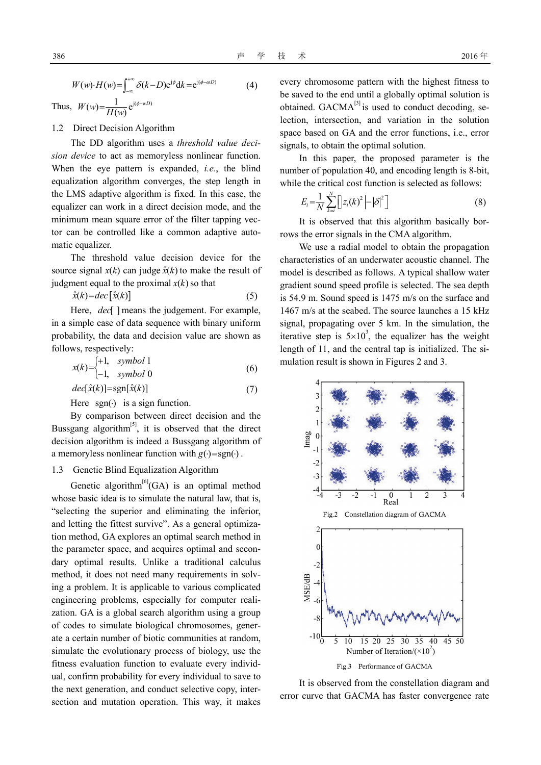$$W(w)\cdot H(w)=\int_{-\infty}^{+\infty}\delta(k-D)\mathrm{e}^{\mathrm{j}\phi}\mathrm{d}k=\mathrm{e}^{\mathrm{j}(\phi-\omega D)} \tag{4}$$

Thus, $W(w)=\dfrac{1}{H(w)}\mathrm{e}^{\mathrm{j}(\phi-wD)}$

### 1.2 Direct Decision Algorithm

The DD algorithm uses a *threshold value decision device* to act as memoryless nonlinear function. When the eye pattern is expanded, *i.e.*, the blind equalization algorithm converges, the step length in the LMS adaptive algorithm is fixed. In this case, the equalizer can work in a direct decision mode, and the minimum mean square error of the filter tapping vector can be controlled like a common adaptive automatic equalizer.

The threshold value decision device for the source signal $x(k)$ can judge $\hat{x}(k)$ to make the result of judgment equal to the proximal $x(k)$ so that

$$\hat{x}(k)=dec\left[\hat{x}(k)\right] \tag{5}$$

Here, $dec[\ ]$ means the judgement. For example, in a simple case of data sequence with binary uniform probability, the data and decision value are shown as follows, respectively:

$$x(k)=\begin{cases}+1, & symbol\ 1\\ -1, & symbol\ 0\end{cases} \tag{6}$$

$$dec[\hat{x}(k)]=\mathrm{sgn}[\hat{x}(k)] \tag{7}$$

Here $\mathrm{sgn}(\cdot)$ is a sign function.

By comparison between direct decision and the Bussgang algorithm[5], it is observed that the direct decision algorithm is indeed a Bussgang algorithm of a memoryless nonlinear function with $g(\cdot)=\mathrm{sgn}(\cdot)$.

### 1.3 Genetic Blind Equalization Algorithm

Genetic algorithm[6](GA) is an optimal method whose basic idea is to simulate the natural law, that is, "selecting the superior and eliminating the inferior, and letting the fittest survive". As a general optimization method, GA explores an optimal search method in the parameter space, and acquires optimal and secondary optimal results. Unlike a traditional calculus method, it does not need many requirements in solving a problem. It is applicable to various complicated engineering problems, especially for computer realization. GA is a global search algorithm using a group of codes to simulate biological chromosomes, generate a certain number of biotic communities at random, simulate the evolutionary process of biology, use the fitness evaluation function to evaluate every individual, confirm probability for every individual to save to the next generation, and conduct selective copy, intersection and mutation operation. This way, it makes every chromosome pattern with the highest fitness to be saved to the end until a globally optimal solution is obtained. GACMA[3] is used to conduct decoding, selection, intersection, and variation in the solution space based on GA and the error functions, i.e., error signals, to obtain the optimal solution.

In this paper, the proposed parameter is the number of population 40, and encoding length is 8-bit, while the critical cost function is selected as follows:

$$E_i=\frac{1}{N}\sum_{k=i}^{N}\left[\left|z_i(k)\right|^2-\left|\delta\right|^2\right] \tag{8}$$

It is observed that this algorithm basically borrows the error signals in the CMA algorithm.

We use a radial model to obtain the propagation characteristics of an underwater acoustic channel. The model is described as follows. A typical shallow water gradient sound speed profile is selected. The sea depth is 54.9 m. Sound speed is 1475 m/s on the surface and 1467 m/s at the seabed. The source launches a 15 kHz signal, propagating over 5 km. In the simulation, the iterative step is $5\times10^3$, the equalizer has the weight length of 11, and the central tap is initialized. The simulation result is shown in Figures 2 and 3.

Fig.2 Constellation diagram of GACMA

Fig.3 Performance of GACMA

It is observed from the constellation diagram and error curve that GACMA has faster convergence rate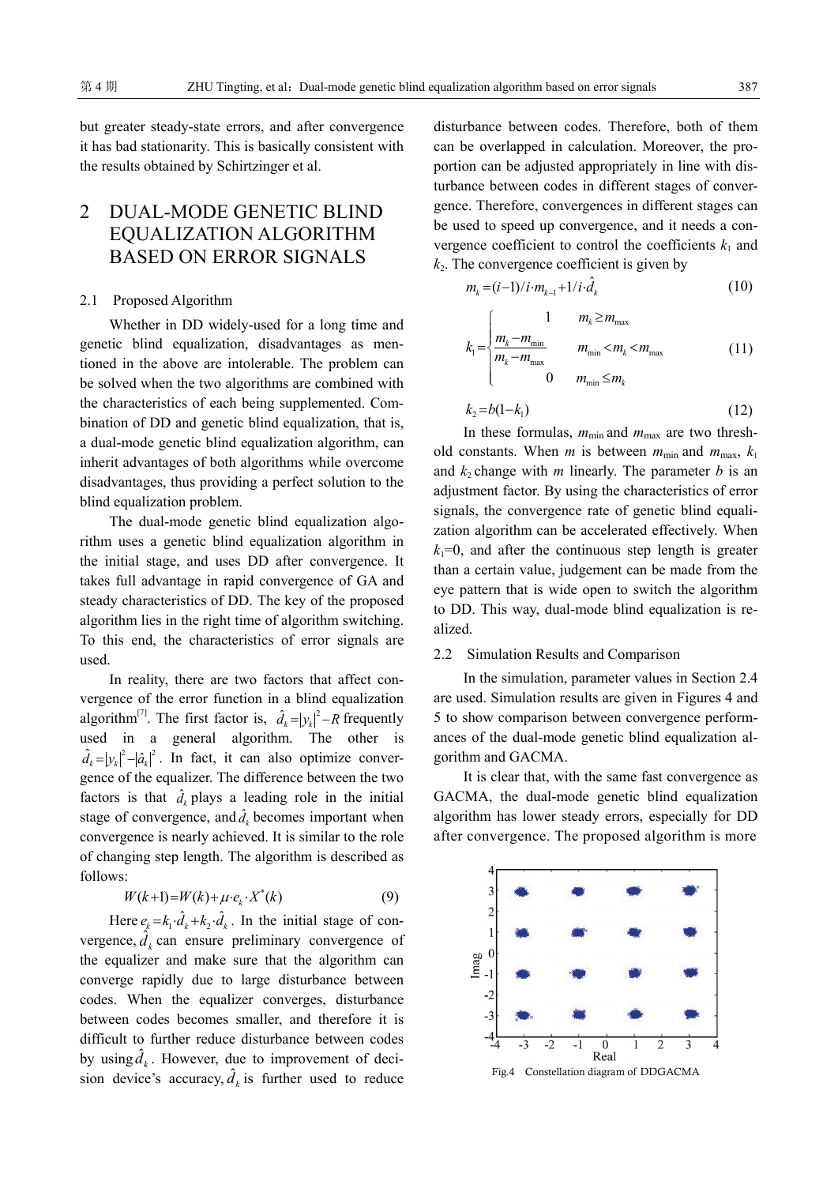but greater steady-state errors, and after convergence it has bad stationarity. This is basically consistent with the results obtained by Schirtzinger et al.

## 2 DUAL-MODE GENETIC BLIND EQUALIZATION ALGORITHM BASED ON ERROR SIGNALS

### 2.1 Proposed Algorithm

Whether in DD widely-used for a long time and genetic blind equalization, disadvantages as mentioned in the above are intolerable. The problem can be solved when the two algorithms are combined with the characteristics of each being supplemented. Combination of DD and genetic blind equalization, that is, a dual-mode genetic blind equalization algorithm, can inherit advantages of both algorithms while overcome disadvantages, thus providing a perfect solution to the blind equalization problem.

The dual-mode genetic blind equalization algorithm uses a genetic blind equalization algorithm in the initial stage, and uses DD after convergence. It takes full advantage in rapid convergence of GA and steady characteristics of DD. The key of the proposed algorithm lies in the right time of algorithm switching. To this end, the characteristics of error signals are used.

In reality, there are two factors that affect convergence of the error function in a blind equalization algorithm[7]. The first factor is, $\hat{d}_k = |y_k|^2 - R$ frequently used in a general algorithm. The other is $\hat{d}_k = |y_k|^2 - |\hat{a}_k|^2$. In fact, it can also optimize convergence of the equalizer. The difference between the two factors is that $\hat{d}_k$ plays a leading role in the initial stage of convergence, and $\hat{d}_k$ becomes important when convergence is nearly achieved. It is similar to the role of changing step length. The algorithm is described as follows:

$$W(k+1) = W(k) + \mu \cdot e_k \cdot X^*(k) \tag{9}$$

Here $e_k = k_1 \cdot \hat{d}_k + k_2 \cdot \hat{d}_k$. In the initial stage of convergence, $\hat{d}_k$ can ensure preliminary convergence of the equalizer and make sure that the algorithm can converge rapidly due to large disturbance between codes. When the equalizer converges, disturbance between codes becomes smaller, and therefore it is difficult to further reduce disturbance between codes by using $\hat{d}_k$. However, due to improvement of decision device's accuracy, $\hat{d}_k$ is further used to reduce disturbance between codes. Therefore, both of them can be overlapped in calculation. Moreover, the proportion can be adjusted appropriately in line with disturbance between codes in different stages of convergence. Therefore, convergences in different stages can be used to speed up convergence, and it needs a convergence coefficient to control the coefficients $k_1$ and $k_2$. The convergence coefficient is given by

$$m_k = (i-1)/i \cdot m_{k-1} + 1/i \cdot \hat{d}_k \tag{10}$$

$$k_1 = \begin{cases} 1 & m_k \geq m_{\max} \\ \dfrac{m_k - m_{\min}}{m_k - m_{\max}} & m_{\min} < m_k < m_{\max} \\ 0 & m_{\min} \leq m_k \end{cases} \tag{11}$$

$$k_2 = b(1-k_1) \tag{12}$$

In these formulas, $m_{\min}$ and $m_{\max}$ are two threshold constants. When $m$ is between $m_{\min}$ and $m_{\max}$, $k_1$ and $k_2$ change with $m$ linearly. The parameter $b$ is an adjustment factor. By using the characteristics of error signals, the convergence rate of genetic blind equalization algorithm can be accelerated effectively. When $k_1=0$, and after the continuous step length is greater than a certain value, judgement can be made from the eye pattern that is wide open to switch the algorithm to DD. This way, dual-mode blind equalization is realized.

### 2.2 Simulation Results and Comparison

In the simulation, parameter values in Section 2.4 are used. Simulation results are given in Figures 4 and 5 to show comparison between convergence performances of the dual-mode genetic blind equalization algorithm and GACMA.

It is clear that, with the same fast convergence as GACMA, the dual-mode genetic blind equalization algorithm has lower steady errors, especially for DD after convergence. The proposed algorithm is more

Fig.4 Constellation diagram of DDGACMA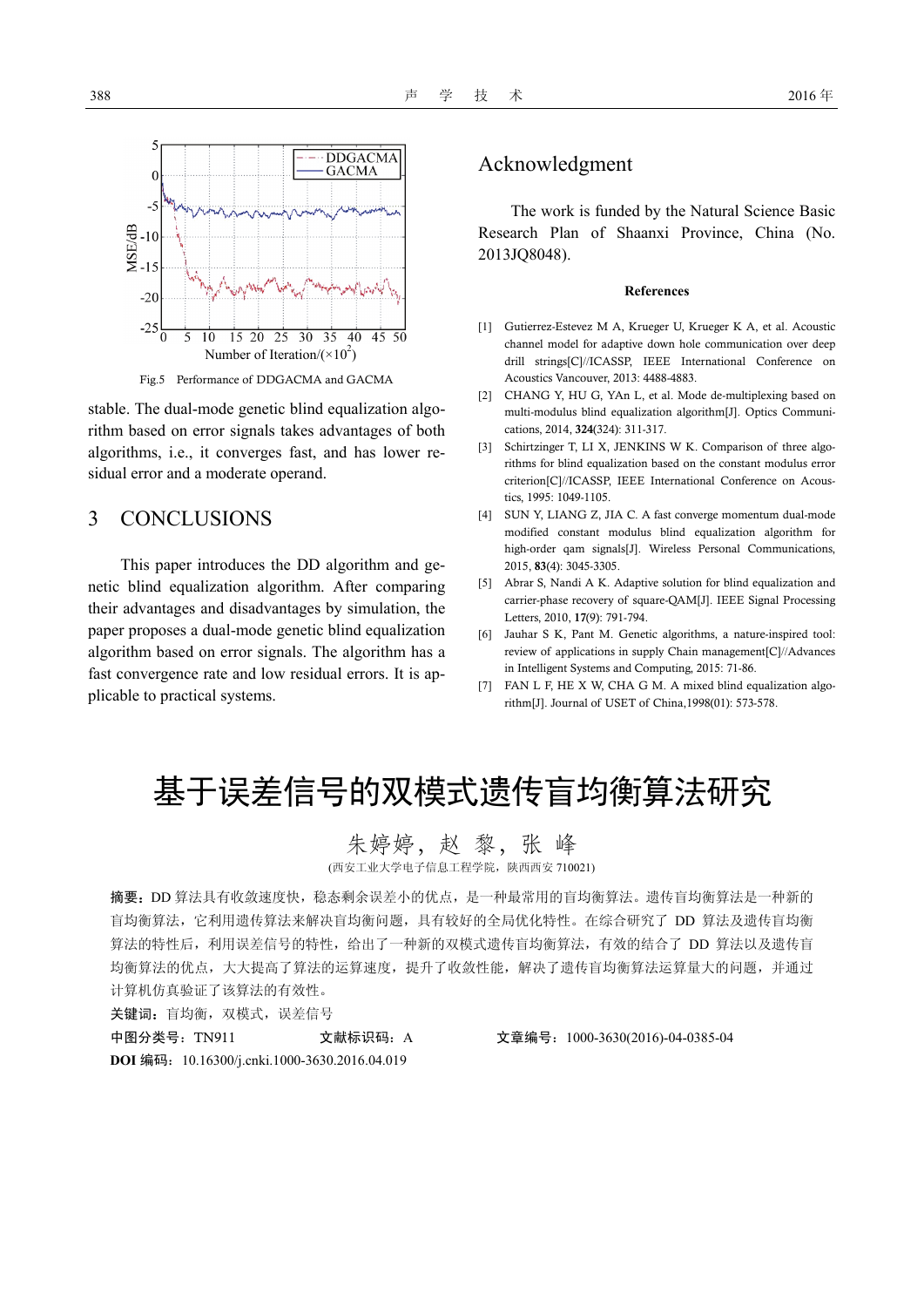5
0
-5
-10
-15
-20
-25
MSE/dB
DDGACMA
GACMA
0 5 10 15 20 25 30 35 40 45 50
Number of Iteration/($\times 10^2$)

Fig.5 Performance of DDGACMA and GACMA

stable. The dual-mode genetic blind equalization algorithm based on error signals takes advantages of both algorithms, i.e., it converges fast, and has lower residual error and a moderate operand.

## 3 CONCLUSIONS

This paper introduces the DD algorithm and genetic blind equalization algorithm. After comparing their advantages and disadvantages by simulation, the paper proposes a dual-mode genetic blind equalization algorithm based on error signals. The algorithm has a fast convergence rate and low residual errors. It is applicable to practical systems.

## Acknowledgment

The work is funded by the Natural Science Basic Research Plan of Shaanxi Province, China (No. 2013JQ8048).

### References

[1] Gutierrez-Estevez M A, Krueger U, Krueger K A, et al. Acoustic channel model for adaptive down hole communication over deep drill strings[C]//ICASSP, IEEE International Conference on Acoustics Vancouver, 2013: 4488-4883.

[2] CHANG Y, HU G, YAn L, et al. Mode de-multiplexing based on multi-modulus blind equalization algorithm[J]. Optics Communications, 2014, **324**(324): 311-317.

[3] Schirtzinger T, LI X, JENKINS W K. Comparison of three algorithms for blind equalization based on the constant modulus error criterion[C]//ICASSP, IEEE International Conference on Acoustics, 1995: 1049-1105.

[4] SUN Y, LIANG Z, JIA C. A fast converge momentum dual-mode modified constant modulus blind equalization algorithm for high-order qam signals[J]. Wireless Personal Communications, 2015, **83**(4): 3045-3305.

[5] Abrar S, Nandi A K. Adaptive solution for blind equalization and carrier-phase recovery of square-QAM[J]. IEEE Signal Processing Letters, 2010, **17**(9): 791-794.

[6] Jauhar S K, Pant M. Genetic algorithms, a nature-inspired tool: review of applications in supply Chain management[C]//Advances in Intelligent Systems and Computing, 2015: 71-86.

[7] FAN L F, HE X W, CHA G M. A mixed blind equalization algorithm[J]. Journal of USET of China,1998(01): 573-578.

# 基于误差信号的双模式遗传盲均衡算法研究

朱婷婷，赵　黎，张　峰

(西安工业大学电子信息工程学院，陕西西安 710021)

**摘要：**DD 算法具有收敛速度快，稳态剩余误差小的优点，是一种最常用的盲均衡算法。遗传盲均衡算法是一种新的盲均衡算法，它利用遗传算法来解决盲均衡问题，具有较好的全局优化特性。在综合研究了 DD 算法及遗传盲均衡算法的特性后，利用误差信号的特性，给出了一种新的双模式遗传盲均衡算法，有效的结合了 DD 算法以及遗传盲均衡算法的优点，大大提高了算法的运算速度，提升了收敛性能，解决了遗传盲均衡算法运算量大的问题，并通过计算机仿真验证了该算法的有效性。

**关键词：**盲均衡，双模式，误差信号

**中图分类号：**TN911　　**文献标识码：**A　　**文章编号：**1000-3630(2016)-04-0385-04

**DOI 编码：**10.16300/j.cnki.1000-3630.2016.04.019